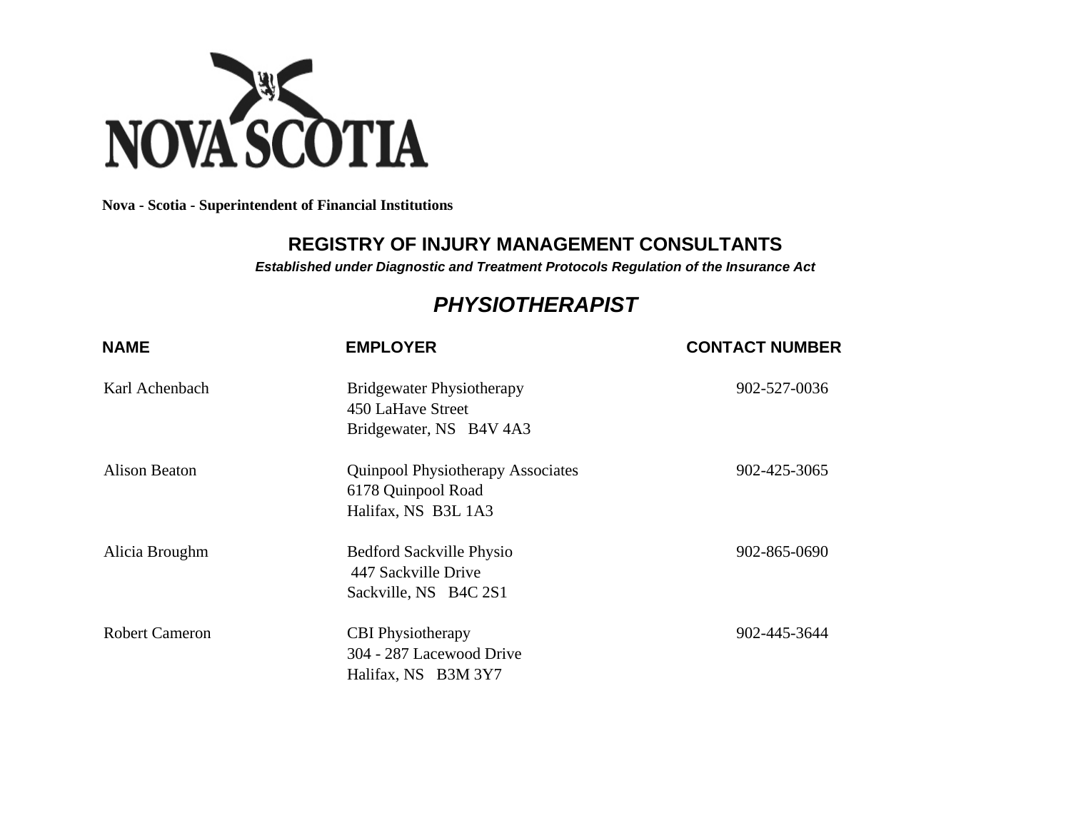NOVA SCOTIA

**Nova - Scotia - Superintendent of Financial Institutions**

## REGISTRY OF INJURY MANAGEMENT CONSULTANTS

***Established under Diagnostic and Treatment Protocols Regulation of the Insurance Act***

## *PHYSIOTHERAPIST*

| NAME | EMPLOYER | CONTACT NUMBER |
| --- | --- | --- |
| Karl Achenbach | Bridgewater Physiotherapy<br>450 LaHave Street<br>Bridgewater, NS B4V 4A3 | 902-527-0036 |
| Alison Beaton | Quinpool Physiotherapy Associates<br>6178 Quinpool Road<br>Halifax, NS B3L 1A3 | 902-425-3065 |
| Alicia Broughm | Bedford Sackville Physio<br>447 Sackville Drive<br>Sackville, NS B4C 2S1 | 902-865-0690 |
| Robert Cameron | CBI Physiotherapy<br>304 - 287 Lacewood Drive<br>Halifax, NS B3M 3Y7 | 902-445-3644 |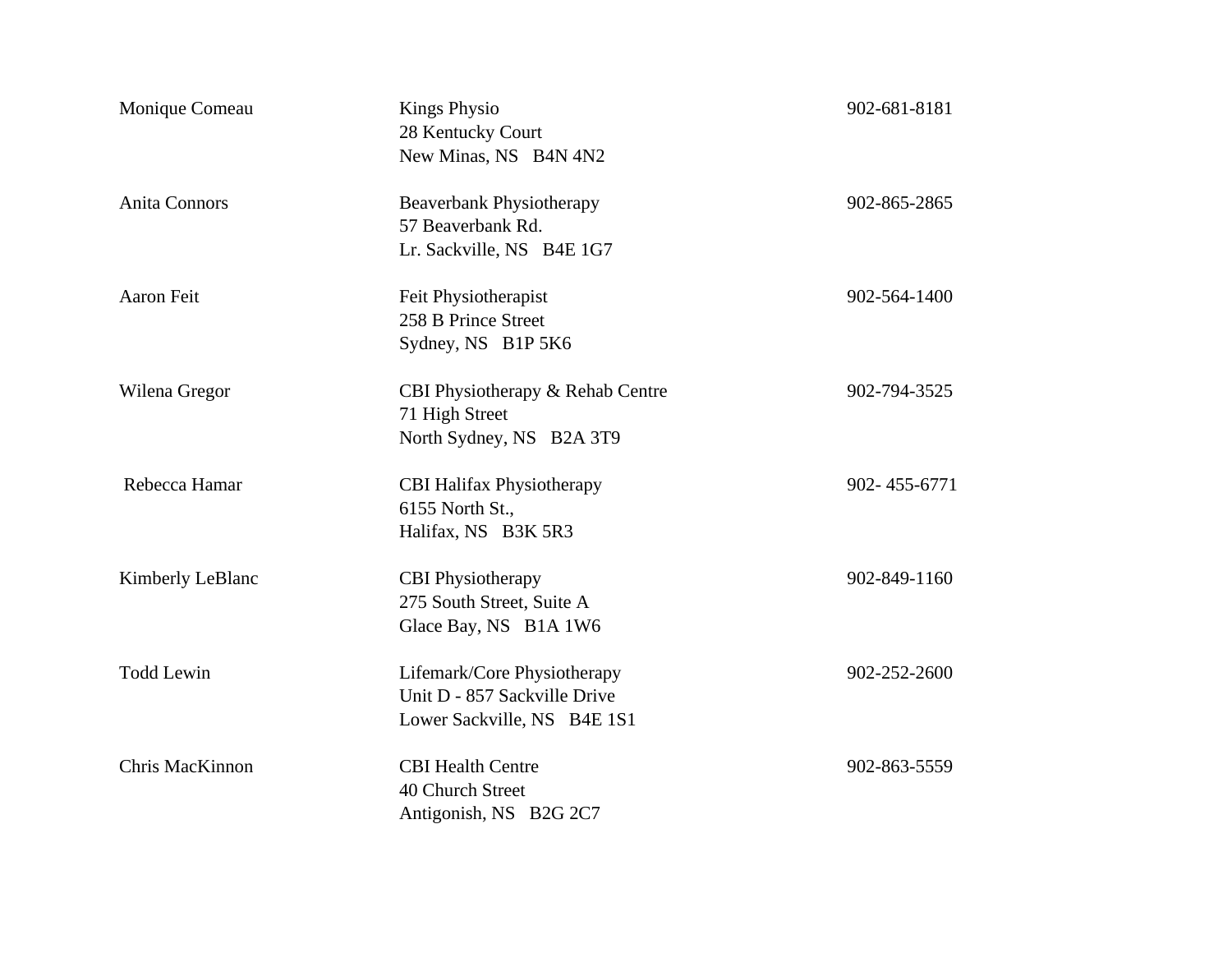| | | |
|---|---|---|
| Monique Comeau | Kings Physio<br>28 Kentucky Court<br>New Minas, NS B4N 4N2 | 902-681-8181 |
| Anita Connors | Beaverbank Physiotherapy<br>57 Beaverbank Rd.<br>Lr. Sackville, NS B4E 1G7 | 902-865-2865 |
| Aaron Feit | Feit Physiotherapist<br>258 B Prince Street<br>Sydney, NS B1P 5K6 | 902-564-1400 |
| Wilena Gregor | CBI Physiotherapy & Rehab Centre<br>71 High Street<br>North Sydney, NS B2A 3T9 | 902-794-3525 |
| Rebecca Hamar | CBI Halifax Physiotherapy<br>6155 North St.,<br>Halifax, NS B3K 5R3 | 902- 455-6771 |
| Kimberly LeBlanc | CBI Physiotherapy<br>275 South Street, Suite A<br>Glace Bay, NS B1A 1W6 | 902-849-1160 |
| Todd Lewin | Lifemark/Core Physiotherapy<br>Unit D - 857 Sackville Drive<br>Lower Sackville, NS B4E 1S1 | 902-252-2600 |
| Chris MacKinnon | CBI Health Centre<br>40 Church Street<br>Antigonish, NS B2G 2C7 | 902-863-5559 |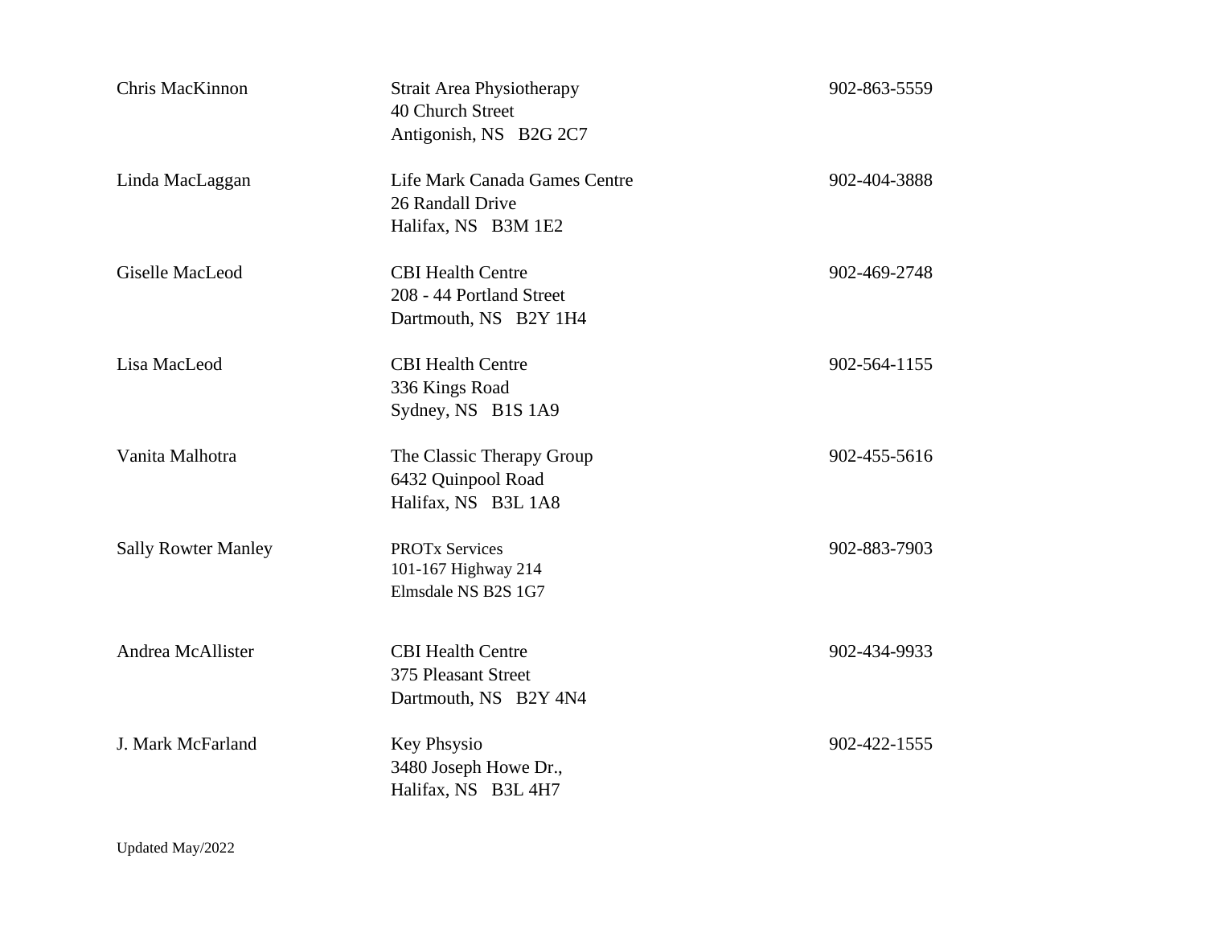| | | |
|---|---|---|
| Chris MacKinnon | Strait Area Physiotherapy<br>40 Church Street<br>Antigonish, NS B2G 2C7 | 902-863-5559 |
| Linda MacLaggan | Life Mark Canada Games Centre<br>26 Randall Drive<br>Halifax, NS B3M 1E2 | 902-404-3888 |
| Giselle MacLeod | CBI Health Centre<br>208 - 44 Portland Street<br>Dartmouth, NS B2Y 1H4 | 902-469-2748 |
| Lisa MacLeod | CBI Health Centre<br>336 Kings Road<br>Sydney, NS B1S 1A9 | 902-564-1155 |
| Vanita Malhotra | The Classic Therapy Group<br>6432 Quinpool Road<br>Halifax, NS B3L 1A8 | 902-455-5616 |
| Sally Rowter Manley | PROTx Services<br>101-167 Highway 214<br>Elmsdale NS B2S 1G7 | 902-883-7903 |
| Andrea McAllister | CBI Health Centre<br>375 Pleasant Street<br>Dartmouth, NS B2Y 4N4 | 902-434-9933 |
| J. Mark McFarland | Key Phsysio<br>3480 Joseph Howe Dr.,<br>Halifax, NS B3L 4H7 | 902-422-1555 |

Updated May/2022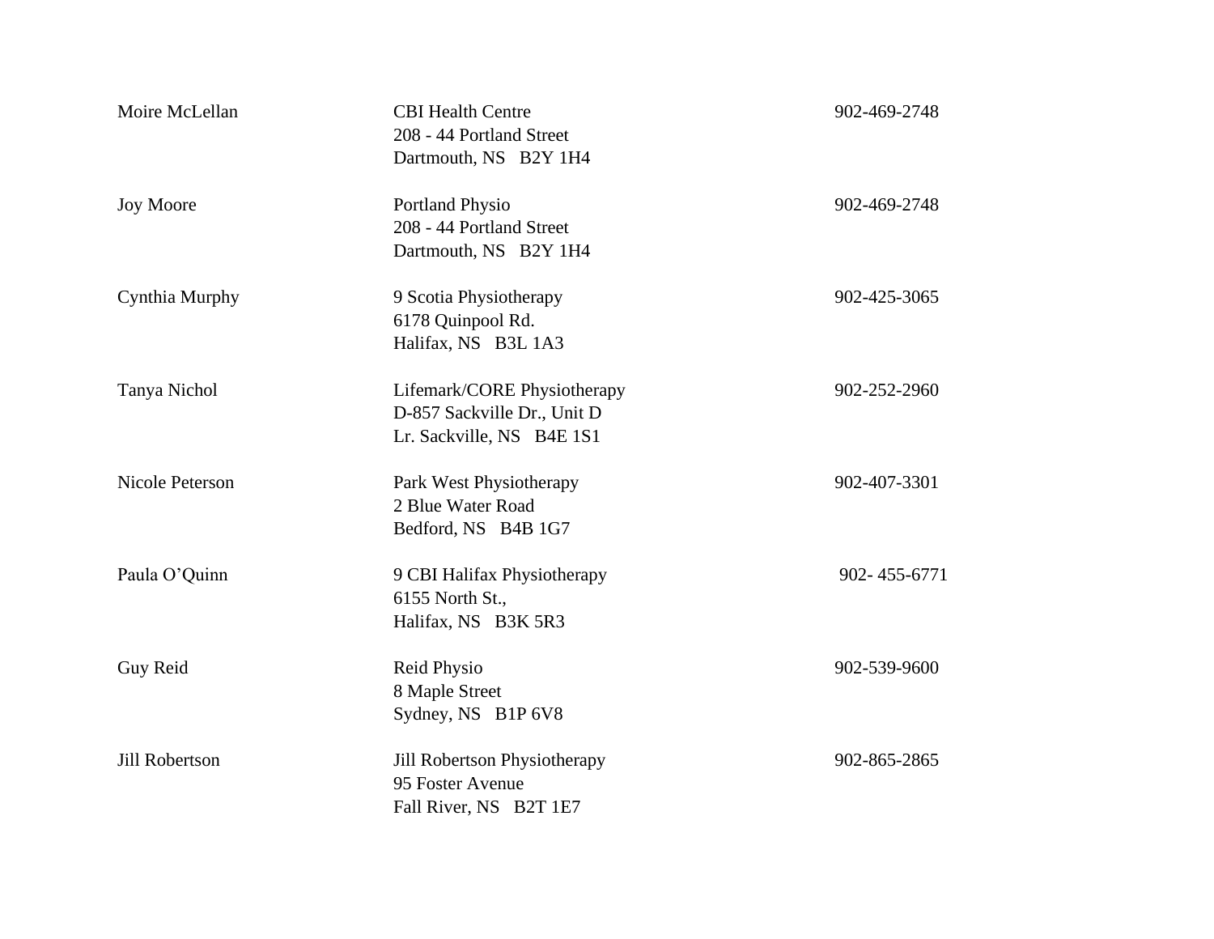| | | |
|---|---|---|
| Moire McLellan | CBI Health Centre<br>208 - 44 Portland Street<br>Dartmouth, NS B2Y 1H4 | 902-469-2748 |
| Joy Moore | Portland Physio<br>208 - 44 Portland Street<br>Dartmouth, NS B2Y 1H4 | 902-469-2748 |
| Cynthia Murphy | 9 Scotia Physiotherapy<br>6178 Quinpool Rd.<br>Halifax, NS B3L 1A3 | 902-425-3065 |
| Tanya Nichol | Lifemark/CORE Physiotherapy<br>D-857 Sackville Dr., Unit D<br>Lr. Sackville, NS B4E 1S1 | 902-252-2960 |
| Nicole Peterson | Park West Physiotherapy<br>2 Blue Water Road<br>Bedford, NS B4B 1G7 | 902-407-3301 |
| Paula O'Quinn | 9 CBI Halifax Physiotherapy<br>6155 North St.,<br>Halifax, NS B3K 5R3 | 902- 455-6771 |
| Guy Reid | Reid Physio<br>8 Maple Street<br>Sydney, NS B1P 6V8 | 902-539-9600 |
| Jill Robertson | Jill Robertson Physiotherapy<br>95 Foster Avenue<br>Fall River, NS B2T 1E7 | 902-865-2865 |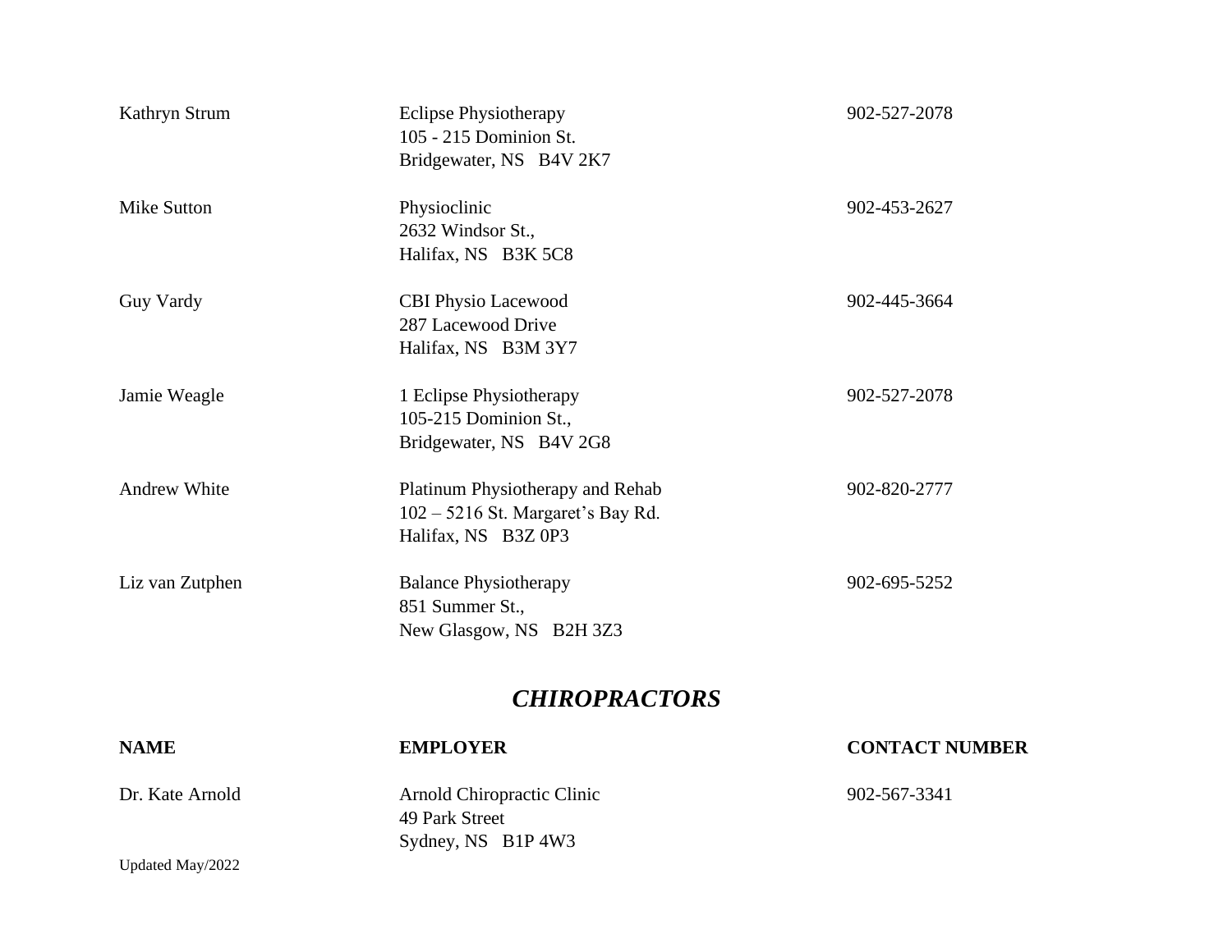| | | |
|---|---|---|
| Kathryn Strum | Eclipse Physiotherapy<br>105 - 215 Dominion St.<br>Bridgewater, NS B4V 2K7 | 902-527-2078 |
| Mike Sutton | Physioclinic<br>2632 Windsor St.,<br>Halifax, NS B3K 5C8 | 902-453-2627 |
| Guy Vardy | CBI Physio Lacewood<br>287 Lacewood Drive<br>Halifax, NS B3M 3Y7 | 902-445-3664 |
| Jamie Weagle | 1 Eclipse Physiotherapy<br>105-215 Dominion St.,<br>Bridgewater, NS B4V 2G8 | 902-527-2078 |
| Andrew White | Platinum Physiotherapy and Rehab<br>102 – 5216 St. Margaret's Bay Rd.<br>Halifax, NS B3Z 0P3 | 902-820-2777 |
| Liz van Zutphen | Balance Physiotherapy<br>851 Summer St.,<br>New Glasgow, NS B2H 3Z3 | 902-695-5252 |

## *CHIROPRACTORS*

| NAME | EMPLOYER | CONTACT NUMBER |
|---|---|---|
| Dr. Kate Arnold | Arnold Chiropractic Clinic<br>49 Park Street<br>Sydney, NS B1P 4W3 | 902-567-3341 |

Updated May/2022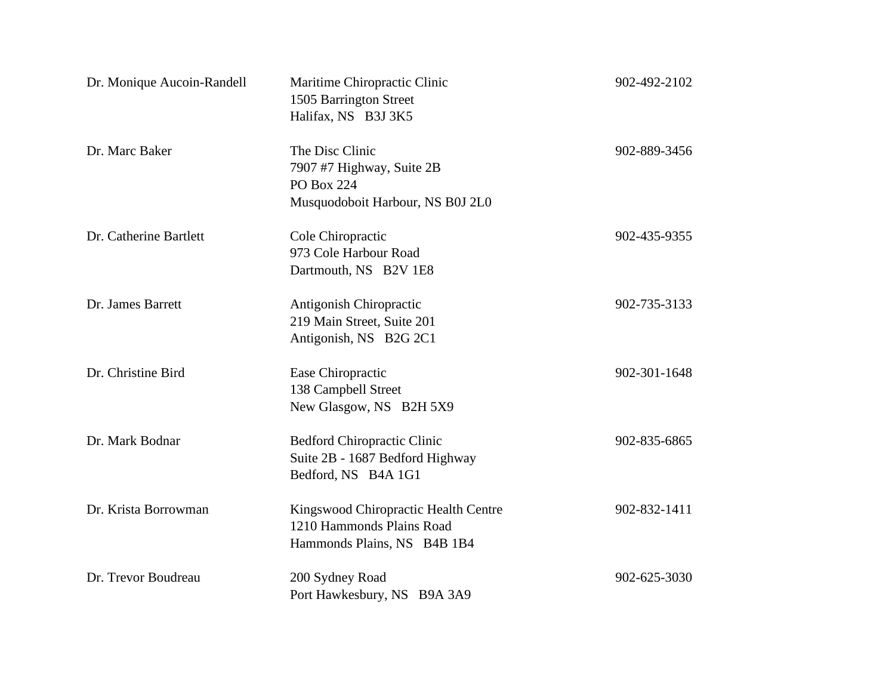| | | |
|---|---|---|
| Dr. Monique Aucoin-Randell | Maritime Chiropractic Clinic<br>1505 Barrington Street<br>Halifax, NS B3J 3K5 | 902-492-2102 |
| Dr. Marc Baker | The Disc Clinic<br>7907 #7 Highway, Suite 2B<br>PO Box 224<br>Musquodoboit Harbour, NS B0J 2L0 | 902-889-3456 |
| Dr. Catherine Bartlett | Cole Chiropractic<br>973 Cole Harbour Road<br>Dartmouth, NS B2V 1E8 | 902-435-9355 |
| Dr. James Barrett | Antigonish Chiropractic<br>219 Main Street, Suite 201<br>Antigonish, NS B2G 2C1 | 902-735-3133 |
| Dr. Christine Bird | Ease Chiropractic<br>138 Campbell Street<br>New Glasgow, NS B2H 5X9 | 902-301-1648 |
| Dr. Mark Bodnar | Bedford Chiropractic Clinic<br>Suite 2B - 1687 Bedford Highway<br>Bedford, NS B4A 1G1 | 902-835-6865 |
| Dr. Krista Borrowman | Kingswood Chiropractic Health Centre<br>1210 Hammonds Plains Road<br>Hammonds Plains, NS B4B 1B4 | 902-832-1411 |
| Dr. Trevor Boudreau | 200 Sydney Road<br>Port Hawkesbury, NS B9A 3A9 | 902-625-3030 |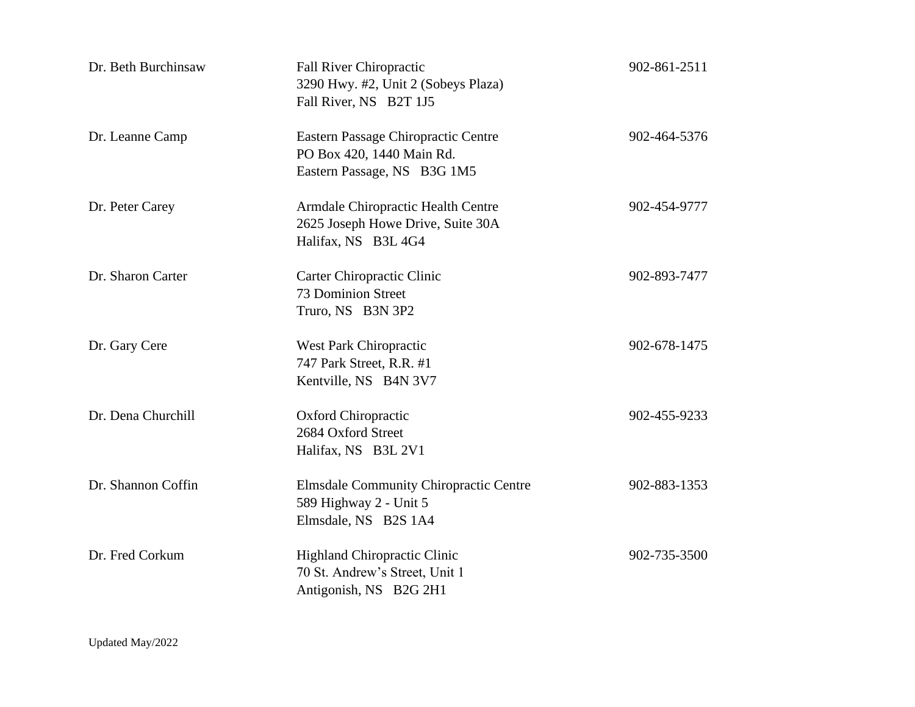| | | |
|---|---|---|
| Dr. Beth Burchinsaw | Fall River Chiropractic<br>3290 Hwy. #2, Unit 2 (Sobeys Plaza)<br>Fall River, NS B2T 1J5 | 902-861-2511 |
| Dr. Leanne Camp | Eastern Passage Chiropractic Centre<br>PO Box 420, 1440 Main Rd.<br>Eastern Passage, NS B3G 1M5 | 902-464-5376 |
| Dr. Peter Carey | Armdale Chiropractic Health Centre<br>2625 Joseph Howe Drive, Suite 30A<br>Halifax, NS B3L 4G4 | 902-454-9777 |
| Dr. Sharon Carter | Carter Chiropractic Clinic<br>73 Dominion Street<br>Truro, NS B3N 3P2 | 902-893-7477 |
| Dr. Gary Cere | West Park Chiropractic<br>747 Park Street, R.R. #1<br>Kentville, NS B4N 3V7 | 902-678-1475 |
| Dr. Dena Churchill | Oxford Chiropractic<br>2684 Oxford Street<br>Halifax, NS B3L 2V1 | 902-455-9233 |
| Dr. Shannon Coffin | Elmsdale Community Chiropractic Centre<br>589 Highway 2 - Unit 5<br>Elmsdale, NS B2S 1A4 | 902-883-1353 |
| Dr. Fred Corkum | Highland Chiropractic Clinic<br>70 St. Andrew's Street, Unit 1<br>Antigonish, NS B2G 2H1 | 902-735-3500 |

Updated May/2022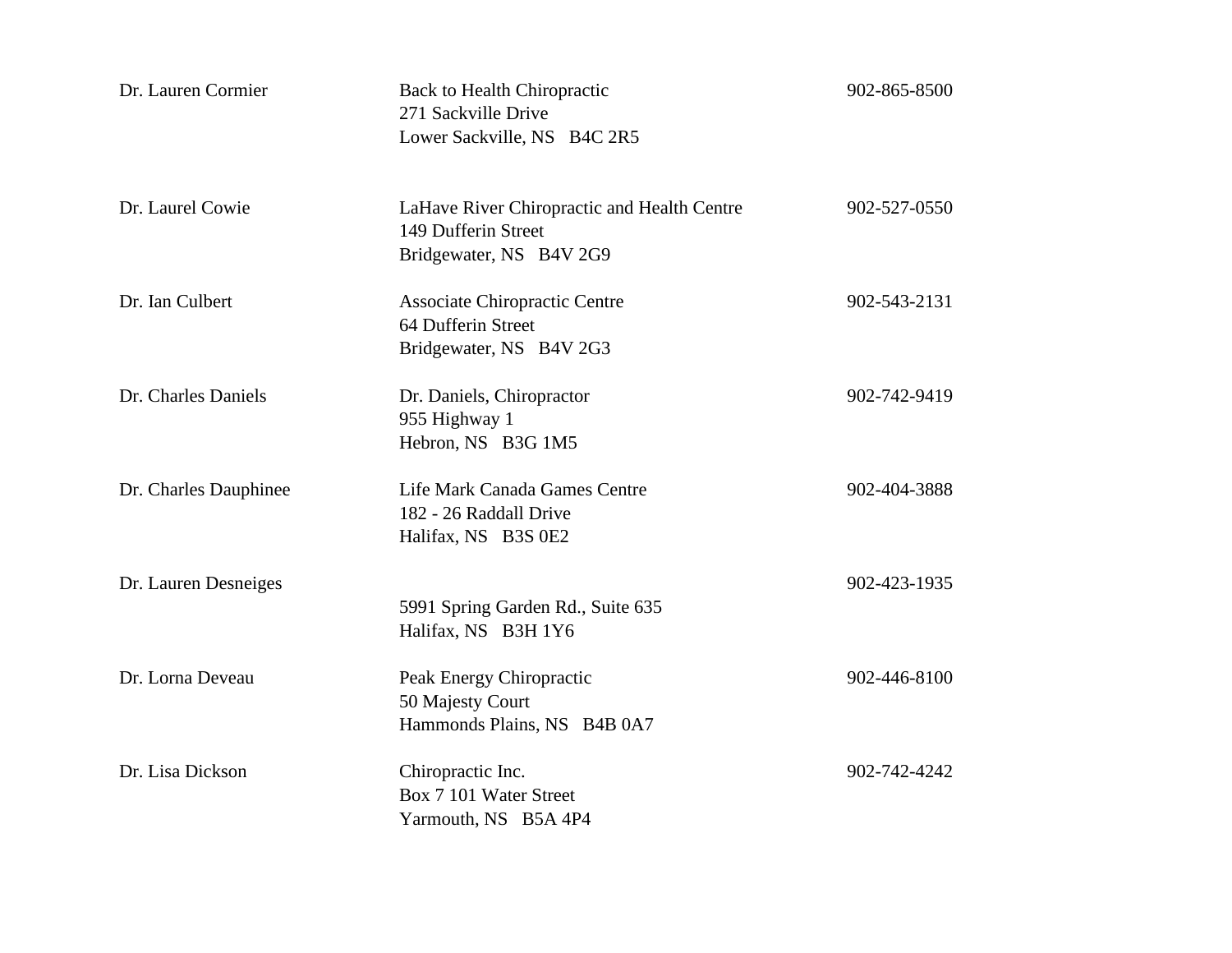| | | |
|---|---|---|
| Dr. Lauren Cormier | Back to Health Chiropractic<br>271 Sackville Drive<br>Lower Sackville, NS B4C 2R5 | 902-865-8500 |
| Dr. Laurel Cowie | LaHave River Chiropractic and Health Centre<br>149 Dufferin Street<br>Bridgewater, NS B4V 2G9 | 902-527-0550 |
| Dr. Ian Culbert | Associate Chiropractic Centre<br>64 Dufferin Street<br>Bridgewater, NS B4V 2G3 | 902-543-2131 |
| Dr. Charles Daniels | Dr. Daniels, Chiropractor<br>955 Highway 1<br>Hebron, NS B3G 1M5 | 902-742-9419 |
| Dr. Charles Dauphinee | Life Mark Canada Games Centre<br>182 - 26 Raddall Drive<br>Halifax, NS B3S 0E2 | 902-404-3888 |
| Dr. Lauren Desneiges | 5991 Spring Garden Rd., Suite 635<br>Halifax, NS B3H 1Y6 | 902-423-1935 |
| Dr. Lorna Deveau | Peak Energy Chiropractic<br>50 Majesty Court<br>Hammonds Plains, NS B4B 0A7 | 902-446-8100 |
| Dr. Lisa Dickson | Chiropractic Inc.<br>Box 7 101 Water Street<br>Yarmouth, NS B5A 4P4 | 902-742-4242 |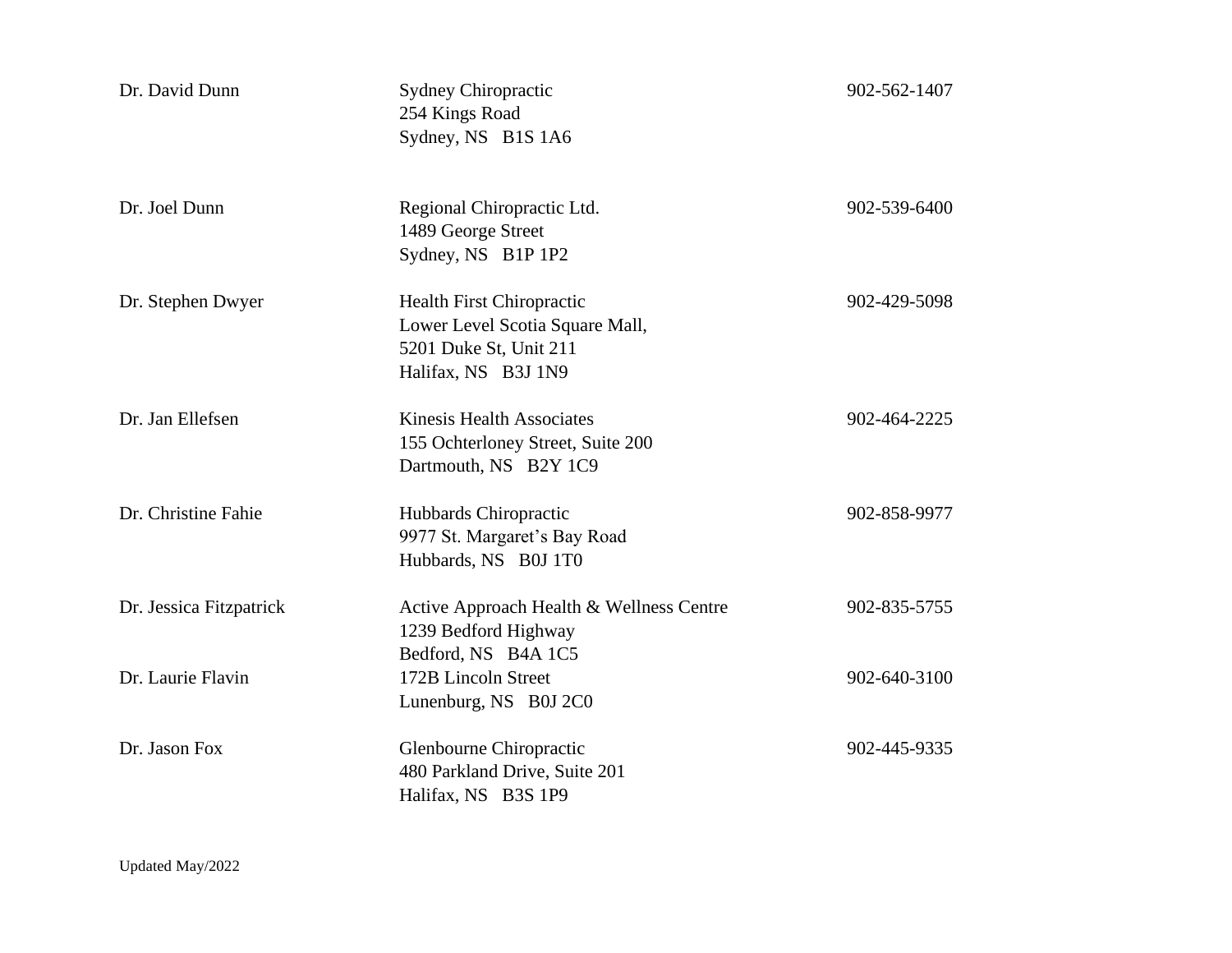| Name | Address | Phone |
|---|---|---|
| Dr. David Dunn | Sydney Chiropractic<br>254 Kings Road<br>Sydney, NS B1S 1A6 | 902-562-1407 |
| Dr. Joel Dunn | Regional Chiropractic Ltd.<br>1489 George Street<br>Sydney, NS B1P 1P2 | 902-539-6400 |
| Dr. Stephen Dwyer | Health First Chiropractic<br>Lower Level Scotia Square Mall,<br>5201 Duke St, Unit 211<br>Halifax, NS B3J 1N9 | 902-429-5098 |
| Dr. Jan Ellefsen | Kinesis Health Associates<br>155 Ochterloney Street, Suite 200<br>Dartmouth, NS B2Y 1C9 | 902-464-2225 |
| Dr. Christine Fahie | Hubbards Chiropractic<br>9977 St. Margaret's Bay Road<br>Hubbards, NS B0J 1T0 | 902-858-9977 |
| Dr. Jessica Fitzpatrick | Active Approach Health & Wellness Centre<br>1239 Bedford Highway<br>Bedford, NS B4A 1C5 | 902-835-5755 |
| Dr. Laurie Flavin | 172B Lincoln Street<br>Lunenburg, NS B0J 2C0 | 902-640-3100 |
| Dr. Jason Fox | Glenbourne Chiropractic<br>480 Parkland Drive, Suite 201<br>Halifax, NS B3S 1P9 | 902-445-9335 |

Updated May/2022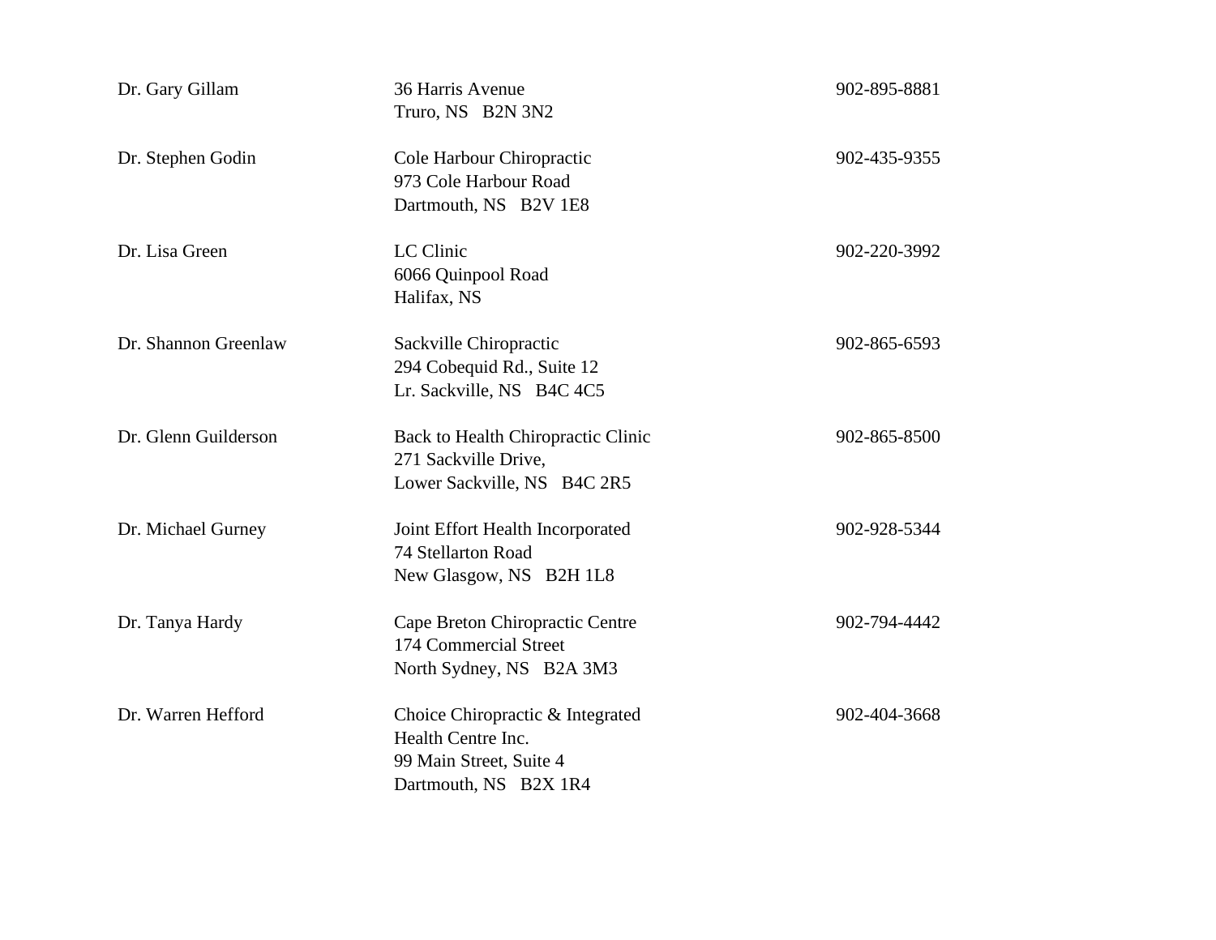| | | |
|---|---|---|
| Dr. Gary Gillam | 36 Harris Avenue<br>Truro, NS B2N 3N2 | 902-895-8881 |
| Dr. Stephen Godin | Cole Harbour Chiropractic<br>973 Cole Harbour Road<br>Dartmouth, NS B2V 1E8 | 902-435-9355 |
| Dr. Lisa Green | LC Clinic<br>6066 Quinpool Road<br>Halifax, NS | 902-220-3992 |
| Dr. Shannon Greenlaw | Sackville Chiropractic<br>294 Cobequid Rd., Suite 12<br>Lr. Sackville, NS B4C 4C5 | 902-865-6593 |
| Dr. Glenn Guilderson | Back to Health Chiropractic Clinic<br>271 Sackville Drive,<br>Lower Sackville, NS B4C 2R5 | 902-865-8500 |
| Dr. Michael Gurney | Joint Effort Health Incorporated<br>74 Stellarton Road<br>New Glasgow, NS B2H 1L8 | 902-928-5344 |
| Dr. Tanya Hardy | Cape Breton Chiropractic Centre<br>174 Commercial Street<br>North Sydney, NS B2A 3M3 | 902-794-4442 |
| Dr. Warren Hefford | Choice Chiropractic & Integrated Health Centre Inc.<br>99 Main Street, Suite 4<br>Dartmouth, NS B2X 1R4 | 902-404-3668 |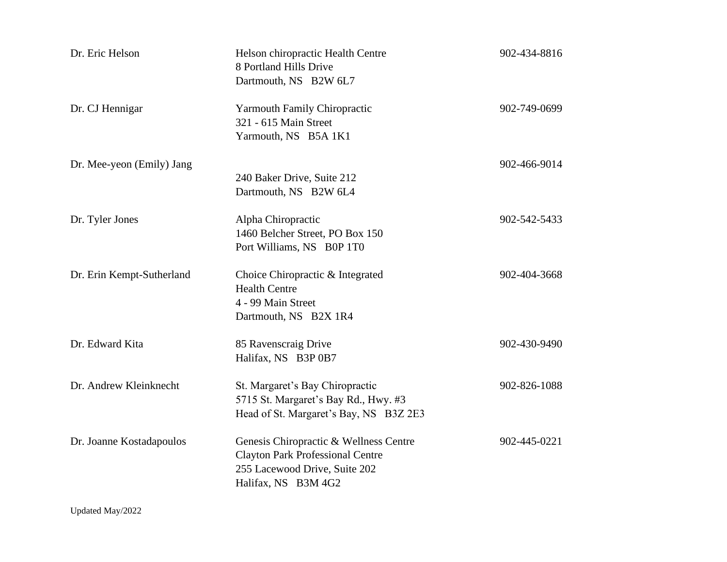| | | |
|---|---|---|
| Dr. Eric Helson | Helson chiropractic Health Centre<br>8 Portland Hills Drive<br>Dartmouth, NS B2W 6L7 | 902-434-8816 |
| Dr. CJ Hennigar | Yarmouth Family Chiropractic<br>321 - 615 Main Street<br>Yarmouth, NS B5A 1K1 | 902-749-0699 |
| Dr. Mee-yeon (Emily) Jang | 240 Baker Drive, Suite 212<br>Dartmouth, NS B2W 6L4 | 902-466-9014 |
| Dr. Tyler Jones | Alpha Chiropractic<br>1460 Belcher Street, PO Box 150<br>Port Williams, NS B0P 1T0 | 902-542-5433 |
| Dr. Erin Kempt-Sutherland | Choice Chiropractic & Integrated Health Centre<br>4 - 99 Main Street<br>Dartmouth, NS B2X 1R4 | 902-404-3668 |
| Dr. Edward Kita | 85 Ravenscraig Drive<br>Halifax, NS B3P 0B7 | 902-430-9490 |
| Dr. Andrew Kleinknecht | St. Margaret's Bay Chiropractic<br>5715 St. Margaret's Bay Rd., Hwy. #3<br>Head of St. Margaret's Bay, NS B3Z 2E3 | 902-826-1088 |
| Dr. Joanne Kostadapoulos | Genesis Chiropractic & Wellness Centre<br>Clayton Park Professional Centre<br>255 Lacewood Drive, Suite 202<br>Halifax, NS B3M 4G2 | 902-445-0221 |

Updated May/2022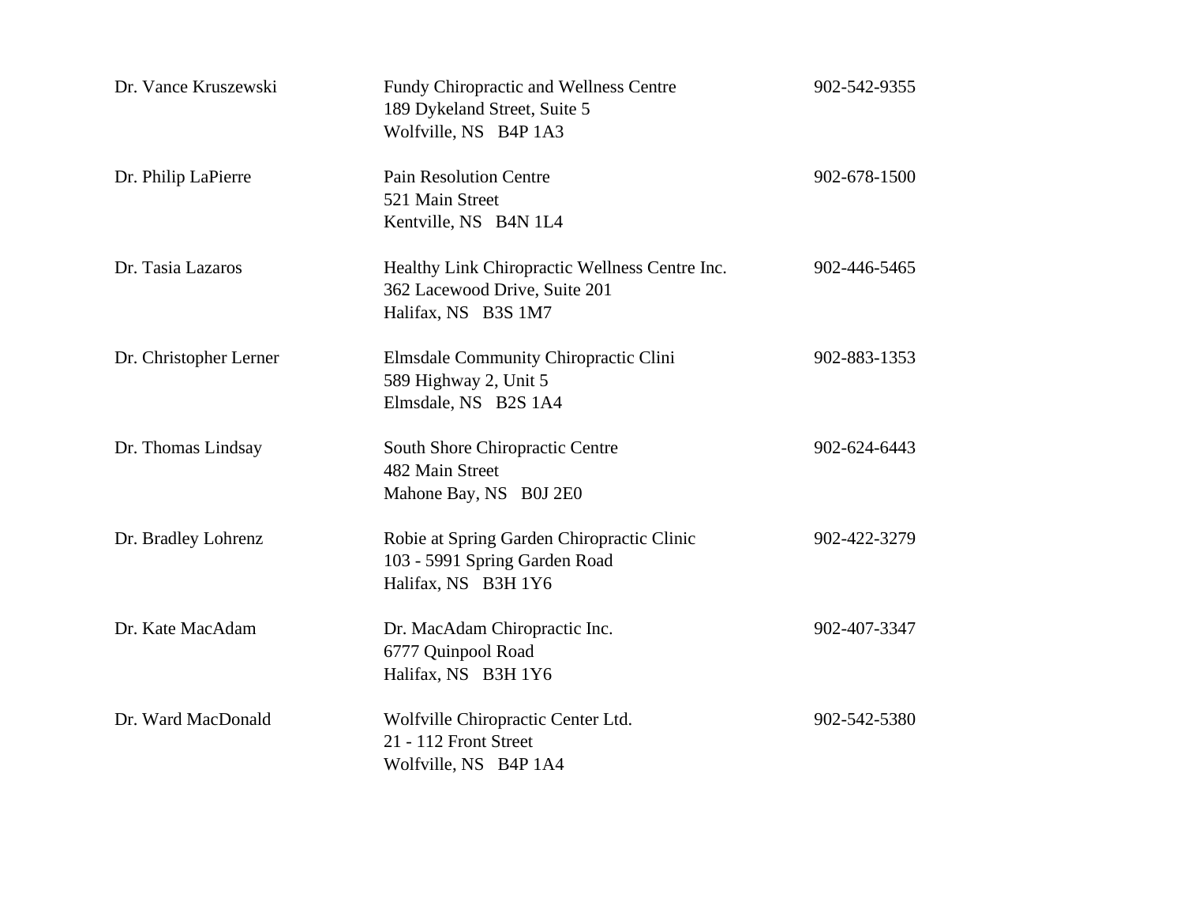| | | |
|---|---|---|
| Dr. Vance Kruszewski | Fundy Chiropractic and Wellness Centre<br>189 Dykeland Street, Suite 5<br>Wolfville, NS B4P 1A3 | 902-542-9355 |
| Dr. Philip LaPierre | Pain Resolution Centre<br>521 Main Street<br>Kentville, NS B4N 1L4 | 902-678-1500 |
| Dr. Tasia Lazaros | Healthy Link Chiropractic Wellness Centre Inc.<br>362 Lacewood Drive, Suite 201<br>Halifax, NS B3S 1M7 | 902-446-5465 |
| Dr. Christopher Lerner | Elmsdale Community Chiropractic Clini<br>589 Highway 2, Unit 5<br>Elmsdale, NS B2S 1A4 | 902-883-1353 |
| Dr. Thomas Lindsay | South Shore Chiropractic Centre<br>482 Main Street<br>Mahone Bay, NS B0J 2E0 | 902-624-6443 |
| Dr. Bradley Lohrenz | Robie at Spring Garden Chiropractic Clinic<br>103 - 5991 Spring Garden Road<br>Halifax, NS B3H 1Y6 | 902-422-3279 |
| Dr. Kate MacAdam | Dr. MacAdam Chiropractic Inc.<br>6777 Quinpool Road<br>Halifax, NS B3H 1Y6 | 902-407-3347 |
| Dr. Ward MacDonald | Wolfville Chiropractic Center Ltd.<br>21 - 112 Front Street<br>Wolfville, NS B4P 1A4 | 902-542-5380 |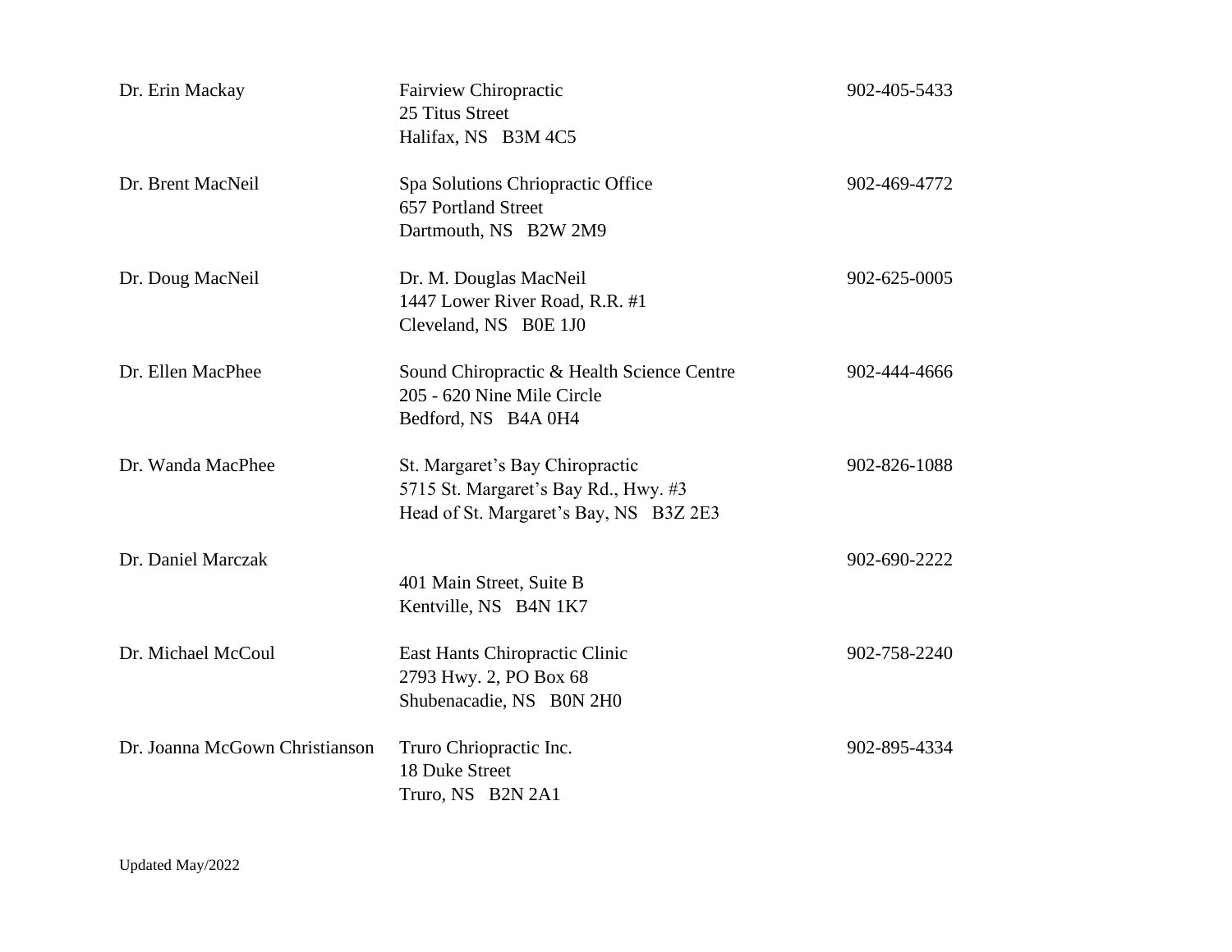| | | |
|---|---|---|
| Dr. Erin Mackay | Fairview Chiropractic<br>25 Titus Street<br>Halifax, NS B3M 4C5 | 902-405-5433 |
| Dr. Brent MacNeil | Spa Solutions Chriopractic Office<br>657 Portland Street<br>Dartmouth, NS B2W 2M9 | 902-469-4772 |
| Dr. Doug MacNeil | Dr. M. Douglas MacNeil<br>1447 Lower River Road, R.R. #1<br>Cleveland, NS B0E 1J0 | 902-625-0005 |
| Dr. Ellen MacPhee | Sound Chiropractic & Health Science Centre<br>205 - 620 Nine Mile Circle<br>Bedford, NS B4A 0H4 | 902-444-4666 |
| Dr. Wanda MacPhee | St. Margaret's Bay Chiropractic<br>5715 St. Margaret's Bay Rd., Hwy. #3<br>Head of St. Margaret's Bay, NS B3Z 2E3 | 902-826-1088 |
| Dr. Daniel Marczak | 401 Main Street, Suite B<br>Kentville, NS B4N 1K7 | 902-690-2222 |
| Dr. Michael McCoul | East Hants Chiropractic Clinic<br>2793 Hwy. 2, PO Box 68<br>Shubenacadie, NS B0N 2H0 | 902-758-2240 |
| Dr. Joanna McGown Christianson | Truro Chriopractic Inc.<br>18 Duke Street<br>Truro, NS B2N 2A1 | 902-895-4334 |

Updated May/2022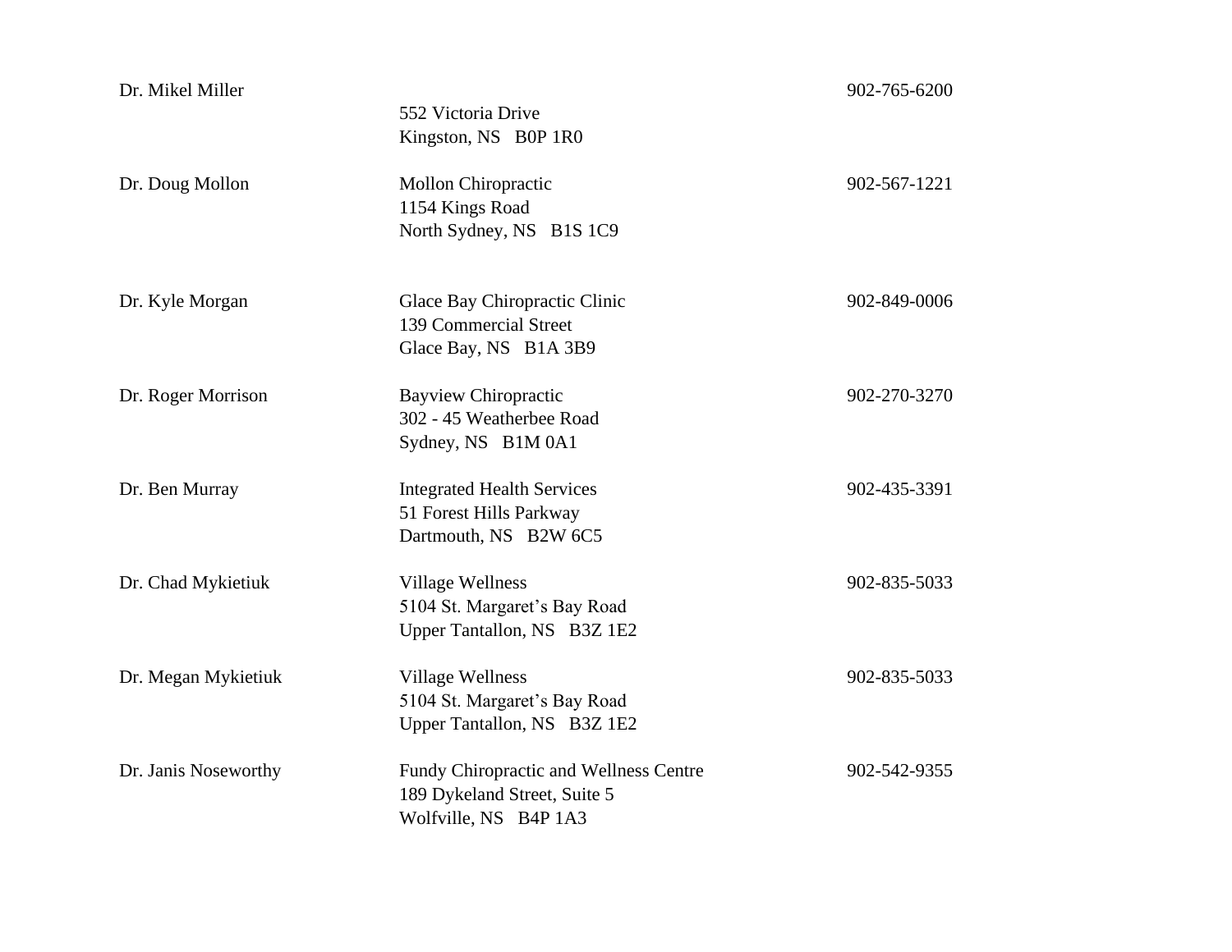| | | |
|---|---|---|
| Dr. Mikel Miller | 552 Victoria Drive<br>Kingston, NS B0P 1R0 | 902-765-6200 |
| Dr. Doug Mollon | Mollon Chiropractic<br>1154 Kings Road<br>North Sydney, NS B1S 1C9 | 902-567-1221 |
| Dr. Kyle Morgan | Glace Bay Chiropractic Clinic<br>139 Commercial Street<br>Glace Bay, NS B1A 3B9 | 902-849-0006 |
| Dr. Roger Morrison | Bayview Chiropractic<br>302 - 45 Weatherbee Road<br>Sydney, NS B1M 0A1 | 902-270-3270 |
| Dr. Ben Murray | Integrated Health Services<br>51 Forest Hills Parkway<br>Dartmouth, NS B2W 6C5 | 902-435-3391 |
| Dr. Chad Mykietiuk | Village Wellness<br>5104 St. Margaret's Bay Road<br>Upper Tantallon, NS B3Z 1E2 | 902-835-5033 |
| Dr. Megan Mykietiuk | Village Wellness<br>5104 St. Margaret's Bay Road<br>Upper Tantallon, NS B3Z 1E2 | 902-835-5033 |
| Dr. Janis Noseworthy | Fundy Chiropractic and Wellness Centre<br>189 Dykeland Street, Suite 5<br>Wolfville, NS B4P 1A3 | 902-542-9355 |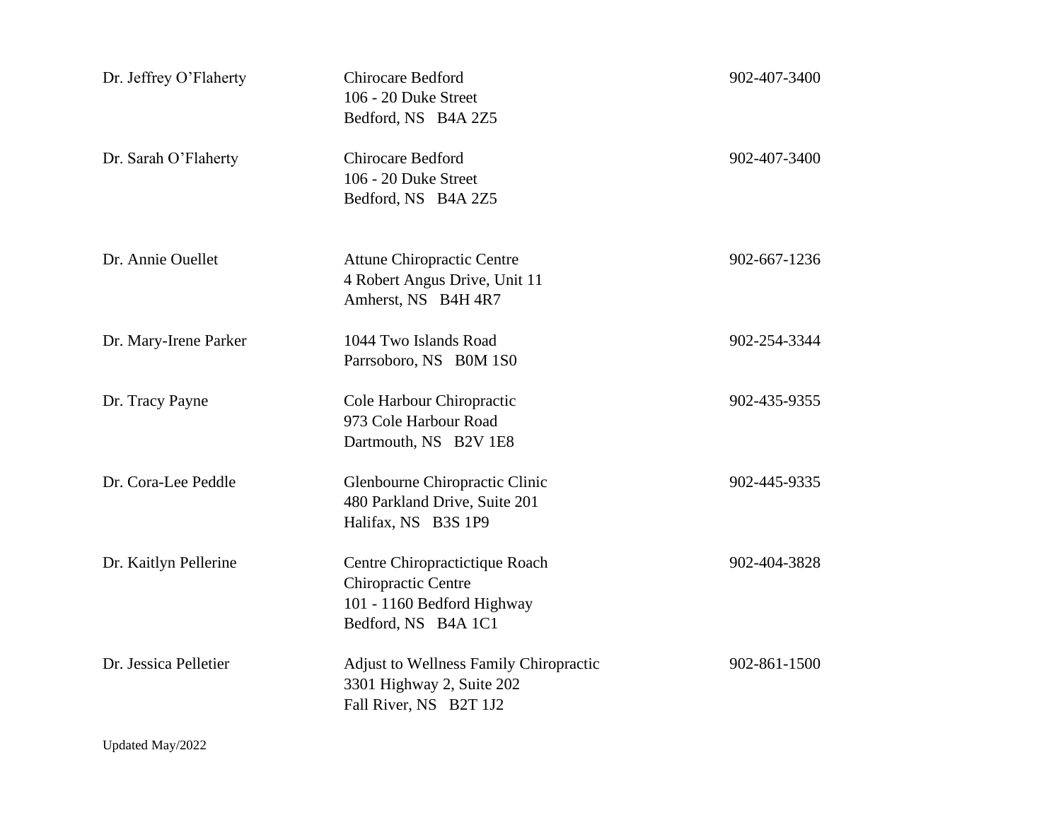| | | |
|---|---|---|
| Dr. Jeffrey O’Flaherty | Chirocare Bedford<br>106 - 20 Duke Street<br>Bedford, NS B4A 2Z5 | 902-407-3400 |
| Dr. Sarah O’Flaherty | Chirocare Bedford<br>106 - 20 Duke Street<br>Bedford, NS B4A 2Z5 | 902-407-3400 |
| Dr. Annie Ouellet | Attune Chiropractic Centre<br>4 Robert Angus Drive, Unit 11<br>Amherst, NS B4H 4R7 | 902-667-1236 |
| Dr. Mary-Irene Parker | 1044 Two Islands Road<br>Parrsoboro, NS B0M 1S0 | 902-254-3344 |
| Dr. Tracy Payne | Cole Harbour Chiropractic<br>973 Cole Harbour Road<br>Dartmouth, NS B2V 1E8 | 902-435-9355 |
| Dr. Cora-Lee Peddle | Glenbourne Chiropractic Clinic<br>480 Parkland Drive, Suite 201<br>Halifax, NS B3S 1P9 | 902-445-9335 |
| Dr. Kaitlyn Pellerine | Centre Chiropractictique Roach<br>Chiropractic Centre<br>101 - 1160 Bedford Highway<br>Bedford, NS B4A 1C1 | 902-404-3828 |
| Dr. Jessica Pelletier | Adjust to Wellness Family Chiropractic<br>3301 Highway 2, Suite 202<br>Fall River, NS B2T 1J2 | 902-861-1500 |

Updated May/2022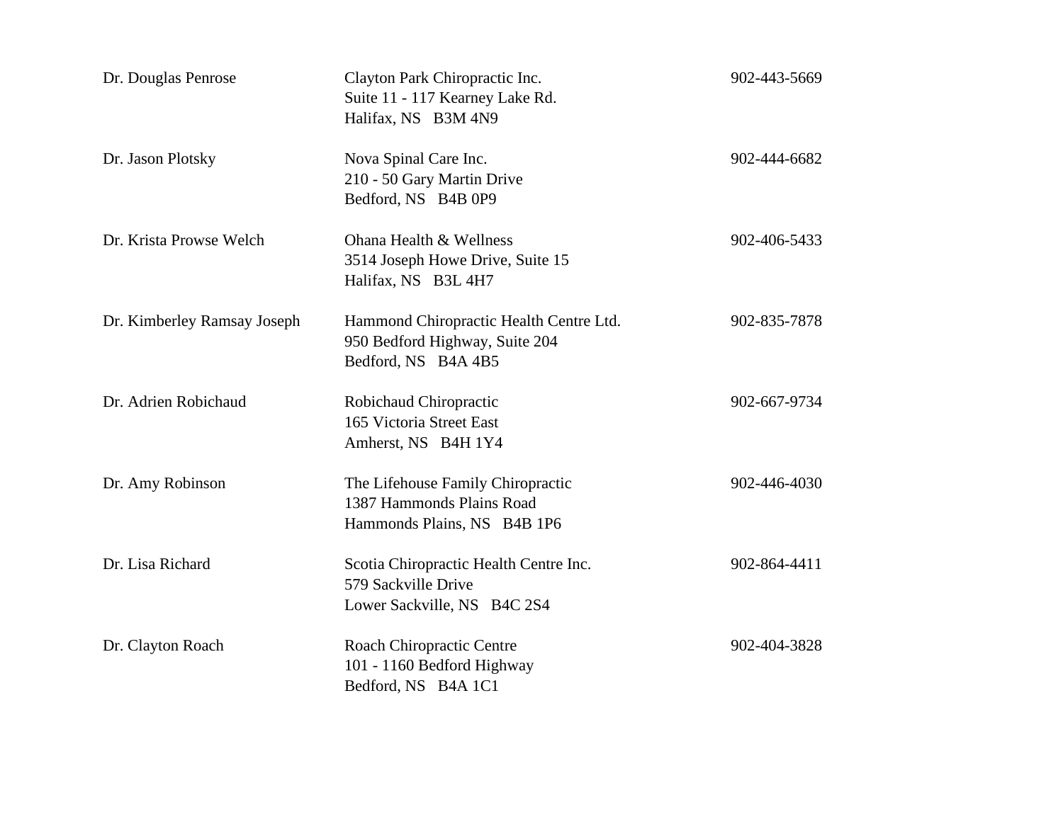| | | |
|---|---|---|
| Dr. Douglas Penrose | Clayton Park Chiropractic Inc.<br>Suite 11 - 117 Kearney Lake Rd.<br>Halifax, NS B3M 4N9 | 902-443-5669 |
| Dr. Jason Plotsky | Nova Spinal Care Inc.<br>210 - 50 Gary Martin Drive<br>Bedford, NS B4B 0P9 | 902-444-6682 |
| Dr. Krista Prowse Welch | Ohana Health & Wellness<br>3514 Joseph Howe Drive, Suite 15<br>Halifax, NS B3L 4H7 | 902-406-5433 |
| Dr. Kimberley Ramsay Joseph | Hammond Chiropractic Health Centre Ltd.<br>950 Bedford Highway, Suite 204<br>Bedford, NS B4A 4B5 | 902-835-7878 |
| Dr. Adrien Robichaud | Robichaud Chiropractic<br>165 Victoria Street East<br>Amherst, NS B4H 1Y4 | 902-667-9734 |
| Dr. Amy Robinson | The Lifehouse Family Chiropractic<br>1387 Hammonds Plains Road<br>Hammonds Plains, NS B4B 1P6 | 902-446-4030 |
| Dr. Lisa Richard | Scotia Chiropractic Health Centre Inc.<br>579 Sackville Drive<br>Lower Sackville, NS B4C 2S4 | 902-864-4411 |
| Dr. Clayton Roach | Roach Chiropractic Centre<br>101 - 1160 Bedford Highway<br>Bedford, NS B4A 1C1 | 902-404-3828 |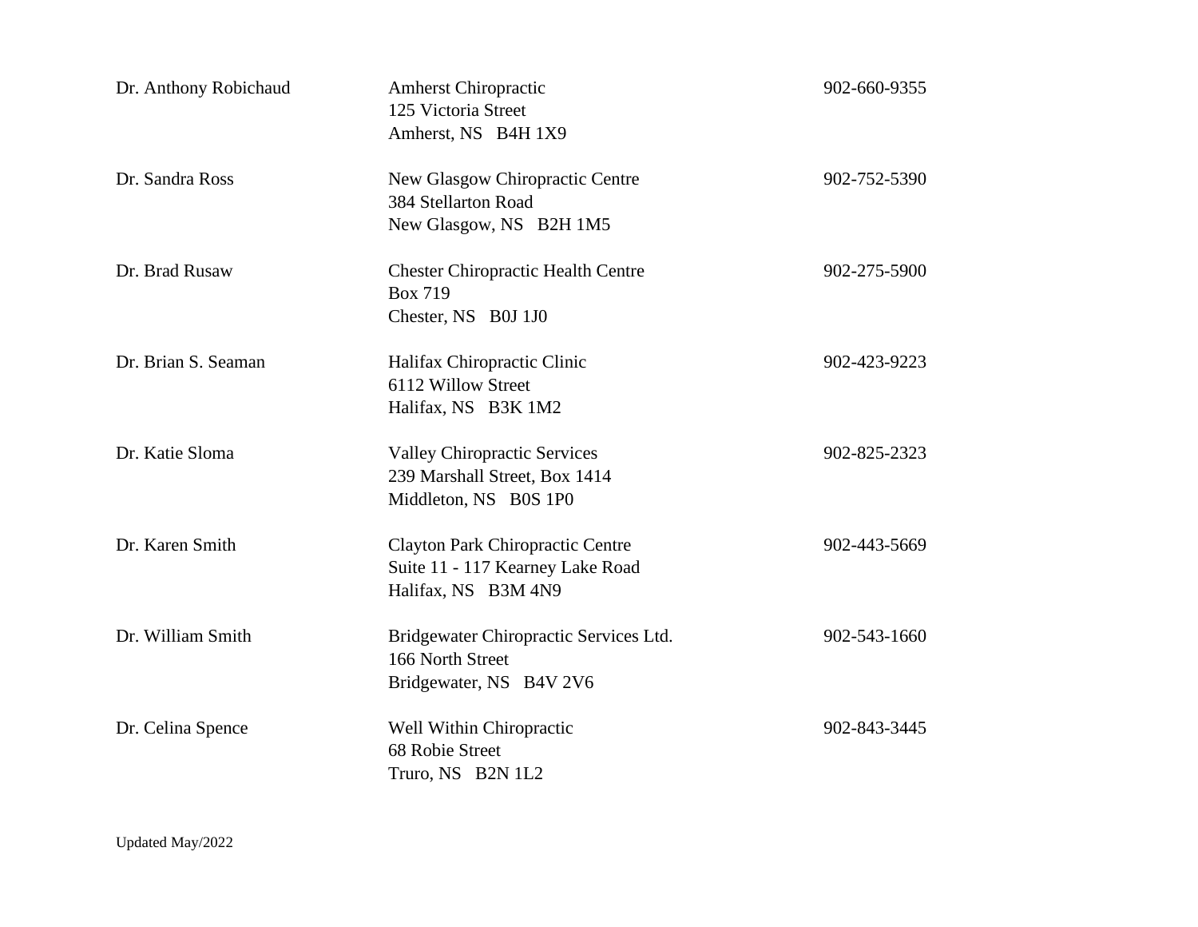| | | |
|---|---|---|
| Dr. Anthony Robichaud | Amherst Chiropractic<br>125 Victoria Street<br>Amherst, NS B4H 1X9 | 902-660-9355 |
| Dr. Sandra Ross | New Glasgow Chiropractic Centre<br>384 Stellarton Road<br>New Glasgow, NS B2H 1M5 | 902-752-5390 |
| Dr. Brad Rusaw | Chester Chiropractic Health Centre<br>Box 719<br>Chester, NS B0J 1J0 | 902-275-5900 |
| Dr. Brian S. Seaman | Halifax Chiropractic Clinic<br>6112 Willow Street<br>Halifax, NS B3K 1M2 | 902-423-9223 |
| Dr. Katie Sloma | Valley Chiropractic Services<br>239 Marshall Street, Box 1414<br>Middleton, NS B0S 1P0 | 902-825-2323 |
| Dr. Karen Smith | Clayton Park Chiropractic Centre<br>Suite 11 - 117 Kearney Lake Road<br>Halifax, NS B3M 4N9 | 902-443-5669 |
| Dr. William Smith | Bridgewater Chiropractic Services Ltd.<br>166 North Street<br>Bridgewater, NS B4V 2V6 | 902-543-1660 |
| Dr. Celina Spence | Well Within Chiropractic<br>68 Robie Street<br>Truro, NS B2N 1L2 | 902-843-3445 |

Updated May/2022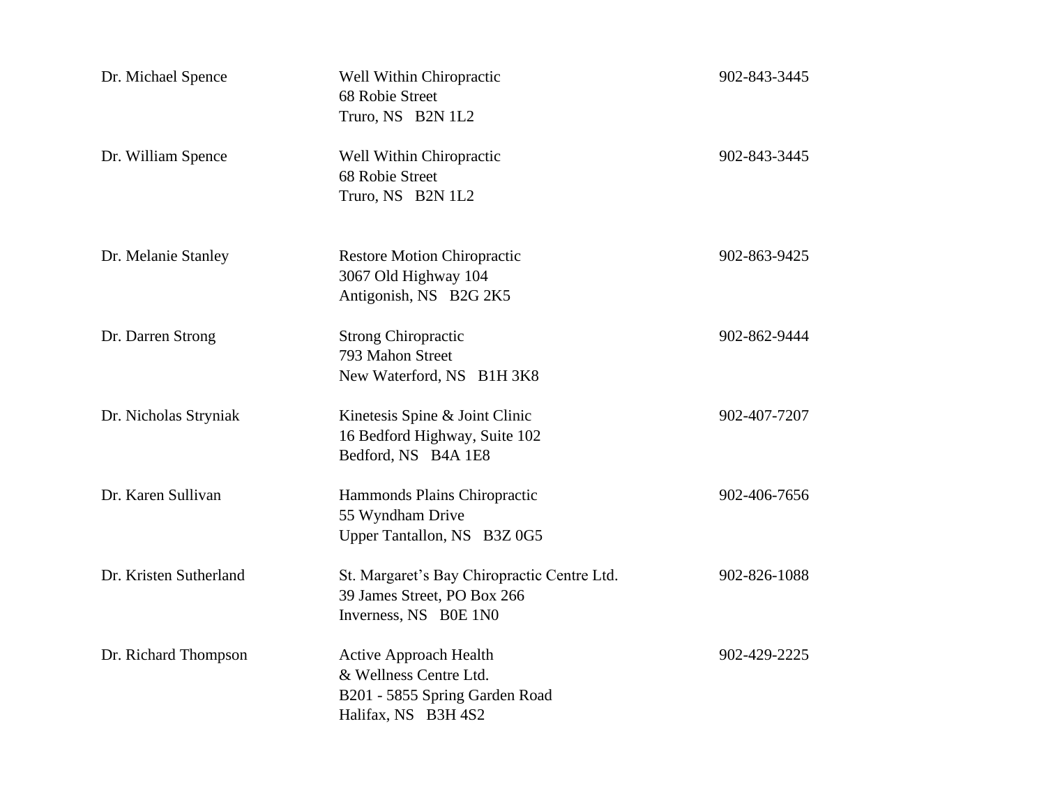| | | |
|---|---|---|
| Dr. Michael Spence | Well Within Chiropractic<br>68 Robie Street<br>Truro, NS B2N 1L2 | 902-843-3445 |
| Dr. William Spence | Well Within Chiropractic<br>68 Robie Street<br>Truro, NS B2N 1L2 | 902-843-3445 |
| Dr. Melanie Stanley | Restore Motion Chiropractic<br>3067 Old Highway 104<br>Antigonish, NS B2G 2K5 | 902-863-9425 |
| Dr. Darren Strong | Strong Chiropractic<br>793 Mahon Street<br>New Waterford, NS B1H 3K8 | 902-862-9444 |
| Dr. Nicholas Stryniak | Kinetesis Spine & Joint Clinic<br>16 Bedford Highway, Suite 102<br>Bedford, NS B4A 1E8 | 902-407-7207 |
| Dr. Karen Sullivan | Hammonds Plains Chiropractic<br>55 Wyndham Drive<br>Upper Tantallon, NS B3Z 0G5 | 902-406-7656 |
| Dr. Kristen Sutherland | St. Margaret's Bay Chiropractic Centre Ltd.<br>39 James Street, PO Box 266<br>Inverness, NS B0E 1N0 | 902-826-1088 |
| Dr. Richard Thompson | Active Approach Health<br>& Wellness Centre Ltd.<br>B201 - 5855 Spring Garden Road<br>Halifax, NS B3H 4S2 | 902-429-2225 |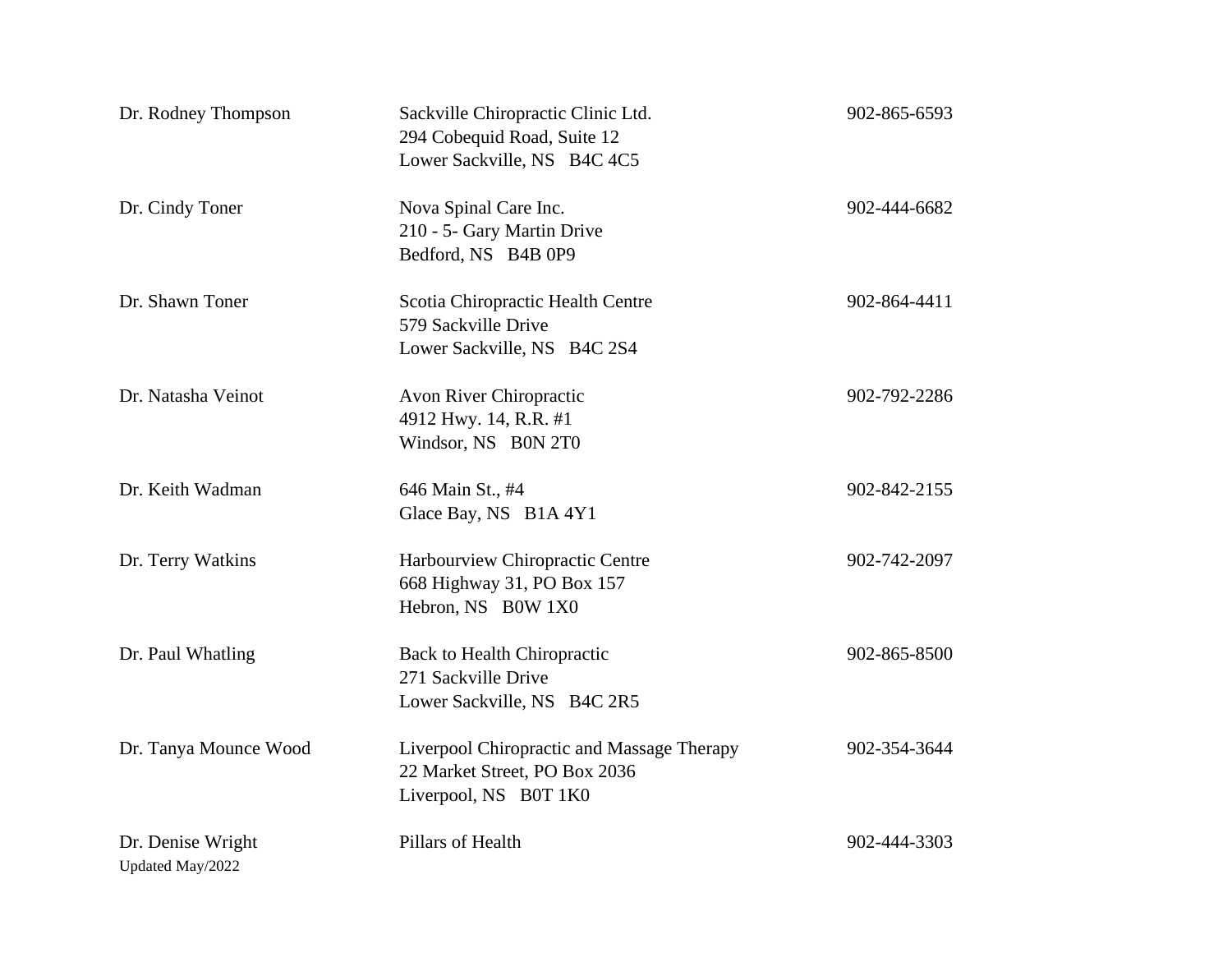| | | |
|---|---|---|
| Dr. Rodney Thompson | Sackville Chiropractic Clinic Ltd.<br>294 Cobequid Road, Suite 12<br>Lower Sackville, NS B4C 4C5 | 902-865-6593 |
| Dr. Cindy Toner | Nova Spinal Care Inc.<br>210 - 5- Gary Martin Drive<br>Bedford, NS B4B 0P9 | 902-444-6682 |
| Dr. Shawn Toner | Scotia Chiropractic Health Centre<br>579 Sackville Drive<br>Lower Sackville, NS B4C 2S4 | 902-864-4411 |
| Dr. Natasha Veinot | Avon River Chiropractic<br>4912 Hwy. 14, R.R. #1<br>Windsor, NS B0N 2T0 | 902-792-2286 |
| Dr. Keith Wadman | 646 Main St., #4<br>Glace Bay, NS B1A 4Y1 | 902-842-2155 |
| Dr. Terry Watkins | Harbourview Chiropractic Centre<br>668 Highway 31, PO Box 157<br>Hebron, NS B0W 1X0 | 902-742-2097 |
| Dr. Paul Whatling | Back to Health Chiropractic<br>271 Sackville Drive<br>Lower Sackville, NS B4C 2R5 | 902-865-8500 |
| Dr. Tanya Mounce Wood | Liverpool Chiropractic and Massage Therapy<br>22 Market Street, PO Box 2036<br>Liverpool, NS B0T 1K0 | 902-354-3644 |
| Dr. Denise Wright | Pillars of Health | 902-444-3303 |

Updated May/2022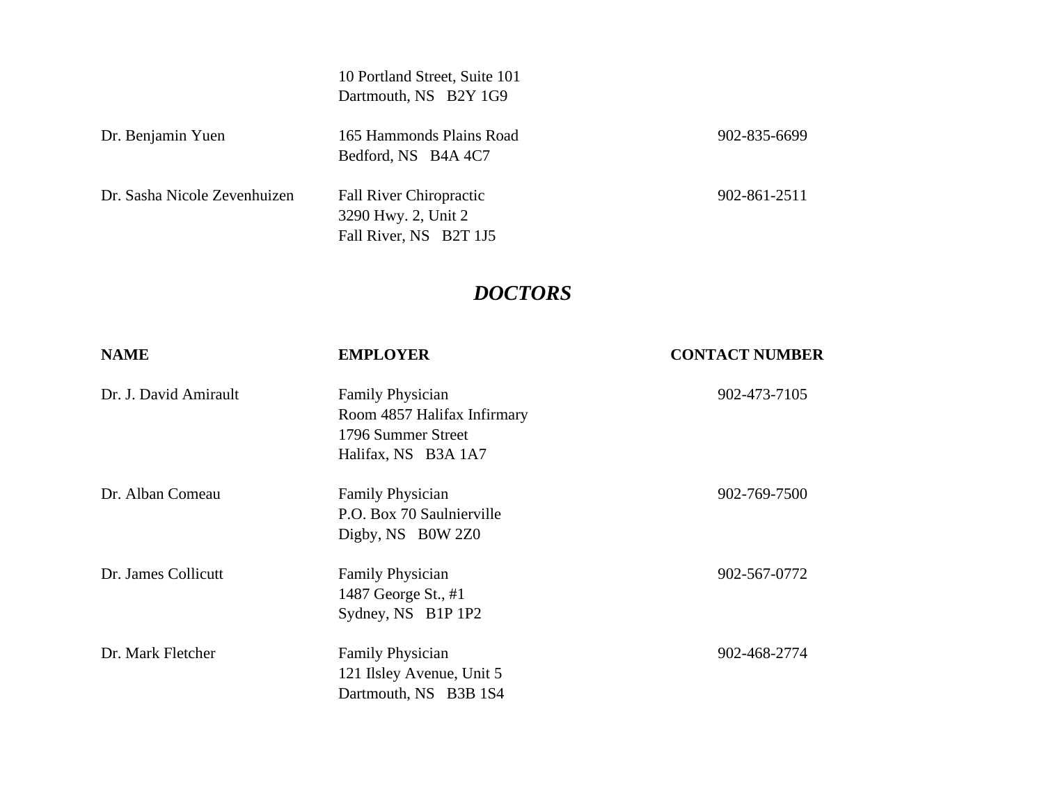| | | |
|---|---|---|
| | 10 Portland Street, Suite 101<br>Dartmouth, NS B2Y 1G9 | |
| Dr. Benjamin Yuen | 165 Hammonds Plains Road<br>Bedford, NS B4A 4C7 | 902-835-6699 |
| Dr. Sasha Nicole Zevenhuizen | Fall River Chiropractic<br>3290 Hwy. 2, Unit 2<br>Fall River, NS B2T 1J5 | 902-861-2511 |

## ***DOCTORS***

| NAME | EMPLOYER | CONTACT NUMBER |
|---|---|---|
| Dr. J. David Amirault | Family Physician<br>Room 4857 Halifax Infirmary<br>1796 Summer Street<br>Halifax, NS B3A 1A7 | 902-473-7105 |
| Dr. Alban Comeau | Family Physician<br>P.O. Box 70 Saulnierville<br>Digby, NS B0W 2Z0 | 902-769-7500 |
| Dr. James Collicutt | Family Physician<br>1487 George St., #1<br>Sydney, NS B1P 1P2 | 902-567-0772 |
| Dr. Mark Fletcher | Family Physician<br>121 Ilsley Avenue, Unit 5<br>Dartmouth, NS B3B 1S4 | 902-468-2774 |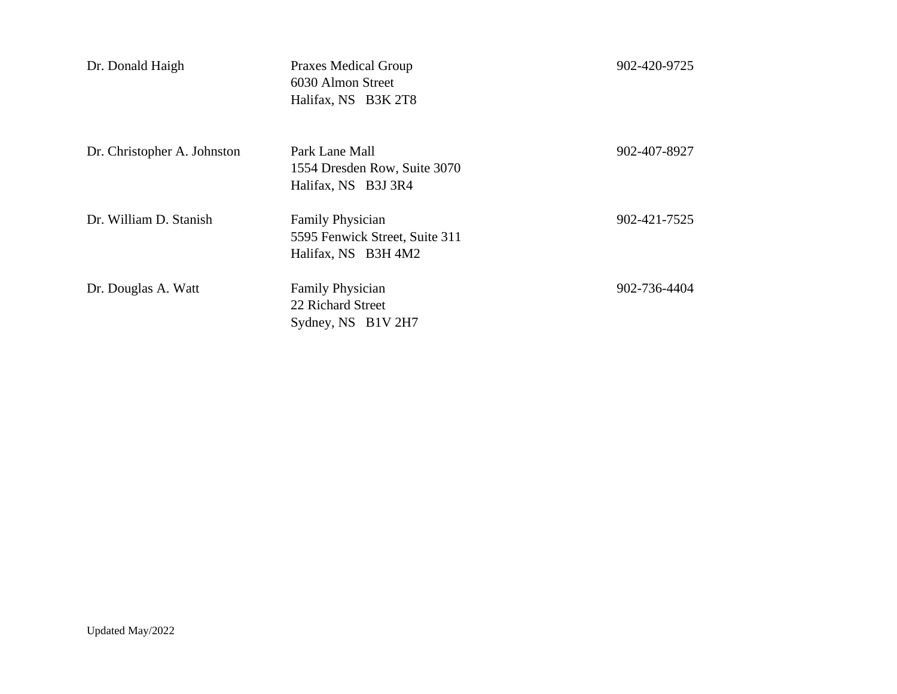| | | |
|---|---|---|
| Dr. Donald Haigh | Praxes Medical Group<br>6030 Almon Street<br>Halifax, NS B3K 2T8 | 902-420-9725 |
| Dr. Christopher A. Johnston | Park Lane Mall<br>1554 Dresden Row, Suite 3070<br>Halifax, NS B3J 3R4 | 902-407-8927 |
| Dr. William D. Stanish | Family Physician<br>5595 Fenwick Street, Suite 311<br>Halifax, NS B3H 4M2 | 902-421-7525 |
| Dr. Douglas A. Watt | Family Physician<br>22 Richard Street<br>Sydney, NS B1V 2H7 | 902-736-4404 |

Updated May/2022